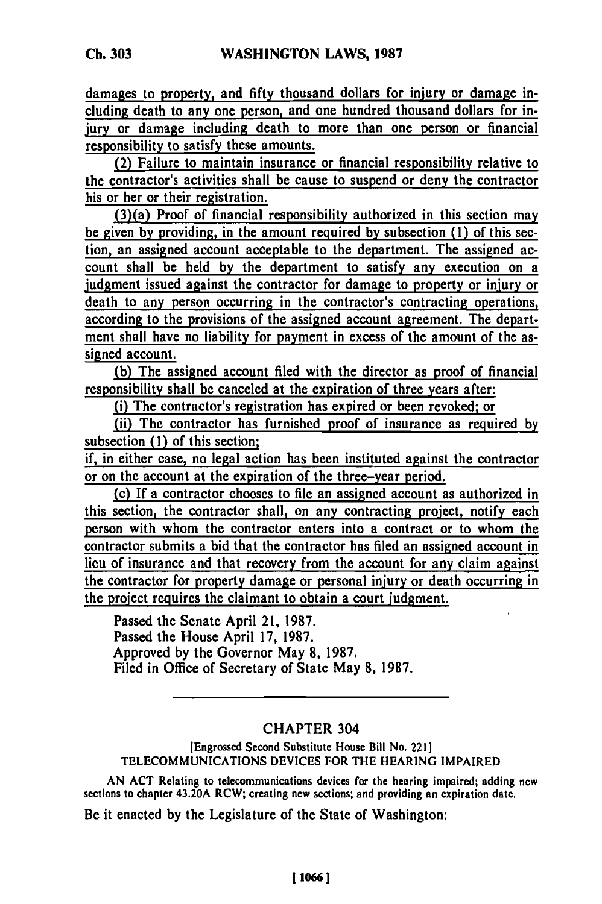damages to property, and fifty thousand dollars for injury or damage including death to any one person, and one hundred thousand dollars for injury or damage including death to more than one person or financial responsibility to satisfy these amounts.

(2) Failure to maintain insurance or financial responsibility relative to the contractor's activities shall be cause to suspend or deny the contractor his or her or their registration.

(3)(a) Proof of financial responsibility authorized in this section may be given by providing, in the amount required by subsection (1) of this section, an assigned account acceptable to the department. The assigned account shall be held by the department to satisfy any execution on a judgment issued against the contractor for damage to property or injury or death to any person occurring in the contractor's contracting operations, according to the provisions of the assigned account agreement. The department shall have no liability for payment in excess of the amount of the assigned account.

(b) The assigned account filed with the director as proof of financial responsibility shall be canceled at the expiration of three years after:

(i) The contractor's registration has expired or been revoked; or

(ii) The contractor has furnished proof of insurance as required by subsection (1) of this section;

if, in either case, no legal action has been instituted against the contractor or on the account at the expiration of the three-year period.

(c) If a contractor chooses to file an assigned account as authorized in this section, the contractor shall, on any contracting project, notify each person with whom the contractor enters into a contract or to whom the contractor submits a bid that the contractor has filed an assigned account in lieu of insurance and that recovery from the account for any claim against the contractor for property damage or personal injury or death occurring in the project requires the claimant to obtain a court judgment.

Passed the Senate April 21, 1987.
Passed the House April 17, 1987.
Approved by the Governor May 8, 1987.
Filed in Office of Secretary of State May 8, 1987.

---

## CHAPTER 304

[Engrossed Second Substitute House Bill No. 221]

TELECOMMUNICATIONS DEVICES FOR THE HEARING IMPAIRED

AN ACT Relating to telecommunications devices for the hearing impaired; adding new sections to chapter 43.20A RCW; creating new sections; and providing an expiration date.

Be it enacted by the Legislature of the State of Washington: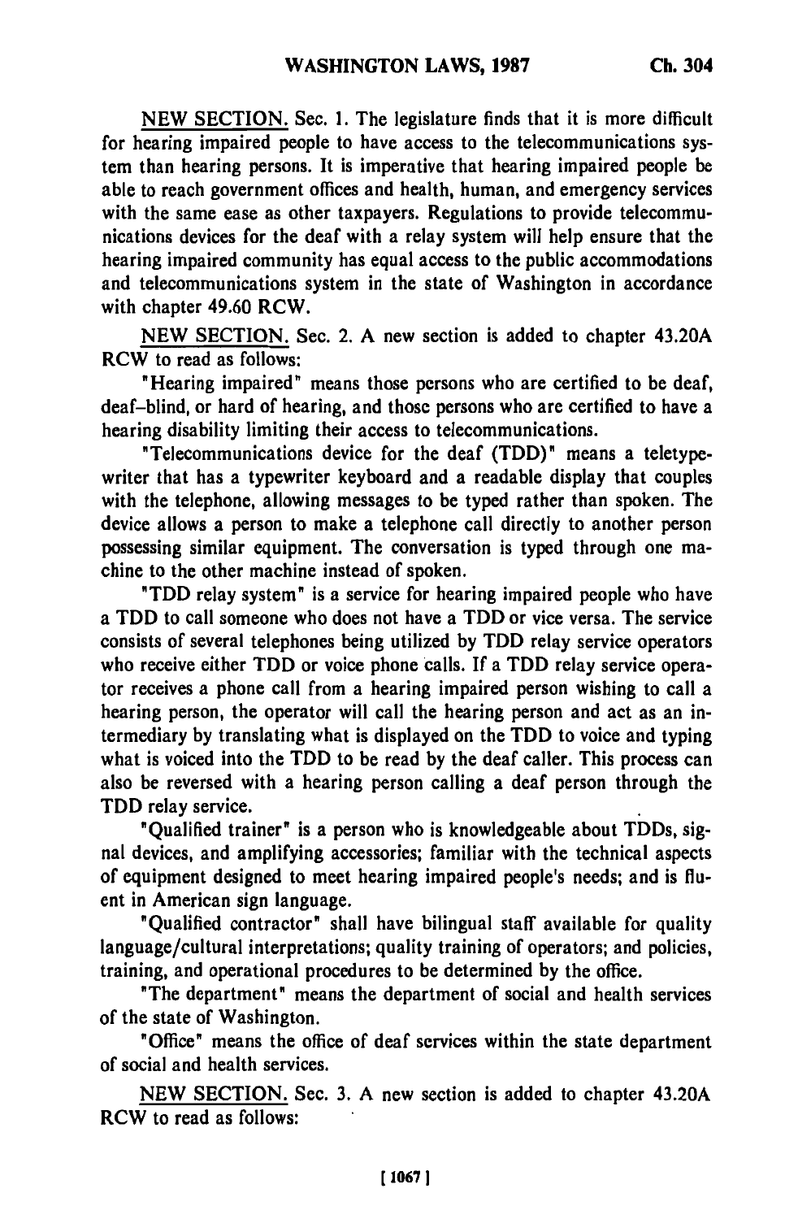NEW SECTION. Sec. 1. The legislature finds that it is more difficult for hearing impaired people to have access to the telecommunications system than hearing persons. It is imperative that hearing impaired people be able to reach government offices and health, human, and emergency services with the same ease as other taxpayers. Regulations to provide telecommunications devices for the deaf with a relay system will help ensure that the hearing impaired community has equal access to the public accommodations and telecommunications system in the state of Washington in accordance with chapter 49.60 RCW.

NEW SECTION. Sec. 2. A new section is added to chapter 43.20A RCW to read as follows:

"Hearing impaired" means those persons who are certified to be deaf, deaf-blind, or hard of hearing, and those persons who are certified to have a hearing disability limiting their access to telecommunications.

"Telecommunications device for the deaf (TDD)" means a teletypewriter that has a typewriter keyboard and a readable display that couples with the telephone, allowing messages to be typed rather than spoken. The device allows a person to make a telephone call directly to another person possessing similar equipment. The conversation is typed through one machine to the other machine instead of spoken.

"TDD relay system" is a service for hearing impaired people who have a TDD to call someone who does not have a TDD or vice versa. The service consists of several telephones being utilized by TDD relay service operators who receive either TDD or voice phone calls. If a TDD relay service operator receives a phone call from a hearing impaired person wishing to call a hearing person, the operator will call the hearing person and act as an intermediary by translating what is displayed on the TDD to voice and typing what is voiced into the TDD to be read by the deaf caller. This process can also be reversed with a hearing person calling a deaf person through the TDD relay service.

"Qualified trainer" is a person who is knowledgeable about TDDs, signal devices, and amplifying accessories; familiar with the technical aspects of equipment designed to meet hearing impaired people's needs; and is fluent in American sign language.

"Qualified contractor" shall have bilingual staff available for quality language/cultural interpretations; quality training of operators; and policies, training, and operational procedures to be determined by the office.

"The department" means the department of social and health services of the state of Washington.

"Office" means the office of deaf services within the state department of social and health services.

NEW SECTION. Sec. 3. A new section is added to chapter 43.20A RCW to read as follows: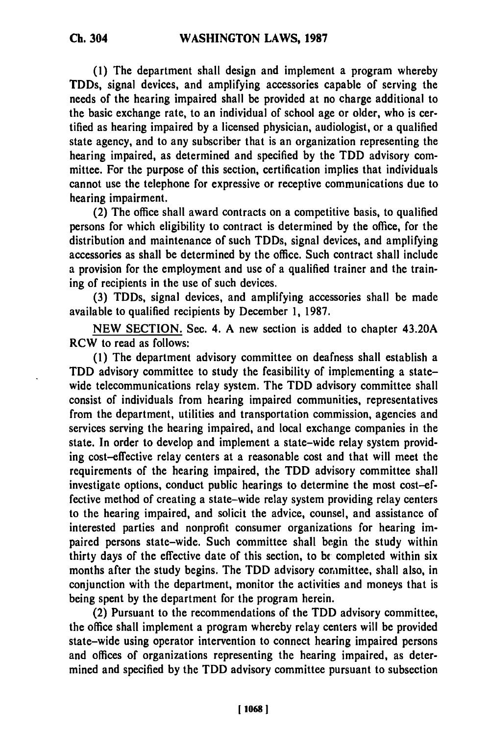(1) The department shall design and implement a program whereby TDDs, signal devices, and amplifying accessories capable of serving the needs of the hearing impaired shall be provided at no charge additional to the basic exchange rate, to an individual of school age or older, who is certified as hearing impaired by a licensed physician, audiologist, or a qualified state agency, and to any subscriber that is an organization representing the hearing impaired, as determined and specified by the TDD advisory committee. For the purpose of this section, certification implies that individuals cannot use the telephone for expressive or receptive communications due to hearing impairment.

(2) The office shall award contracts on a competitive basis, to qualified persons for which eligibility to contract is determined by the office, for the distribution and maintenance of such TDDs, signal devices, and amplifying accessories as shall be determined by the office. Such contract shall include a provision for the employment and use of a qualified trainer and the training of recipients in the use of such devices.

(3) TDDs, signal devices, and amplifying accessories shall be made available to qualified recipients by December 1, 1987.

NEW SECTION. Sec. 4. A new section is added to chapter 43.20A RCW to read as follows:

(1) The department advisory committee on deafness shall establish a TDD advisory committee to study the feasibility of implementing a state-wide telecommunications relay system. The TDD advisory committee shall consist of individuals from hearing impaired communities, representatives from the department, utilities and transportation commission, agencies and services serving the hearing impaired, and local exchange companies in the state. In order to develop and implement a state-wide relay system providing cost-effective relay centers at a reasonable cost and that will meet the requirements of the hearing impaired, the TDD advisory committee shall investigate options, conduct public hearings to determine the most cost-effective method of creating a state-wide relay system providing relay centers to the hearing impaired, and solicit the advice, counsel, and assistance of interested parties and nonprofit consumer organizations for hearing impaired persons state-wide. Such committee shall begin the study within thirty days of the effective date of this section, to be completed within six months after the study begins. The TDD advisory committee, shall also, in conjunction with the department, monitor the activities and moneys that is being spent by the department for the program herein.

(2) Pursuant to the recommendations of the TDD advisory committee, the office shall implement a program whereby relay centers will be provided state-wide using operator intervention to connect hearing impaired persons and offices of organizations representing the hearing impaired, as determined and specified by the TDD advisory committee pursuant to subsection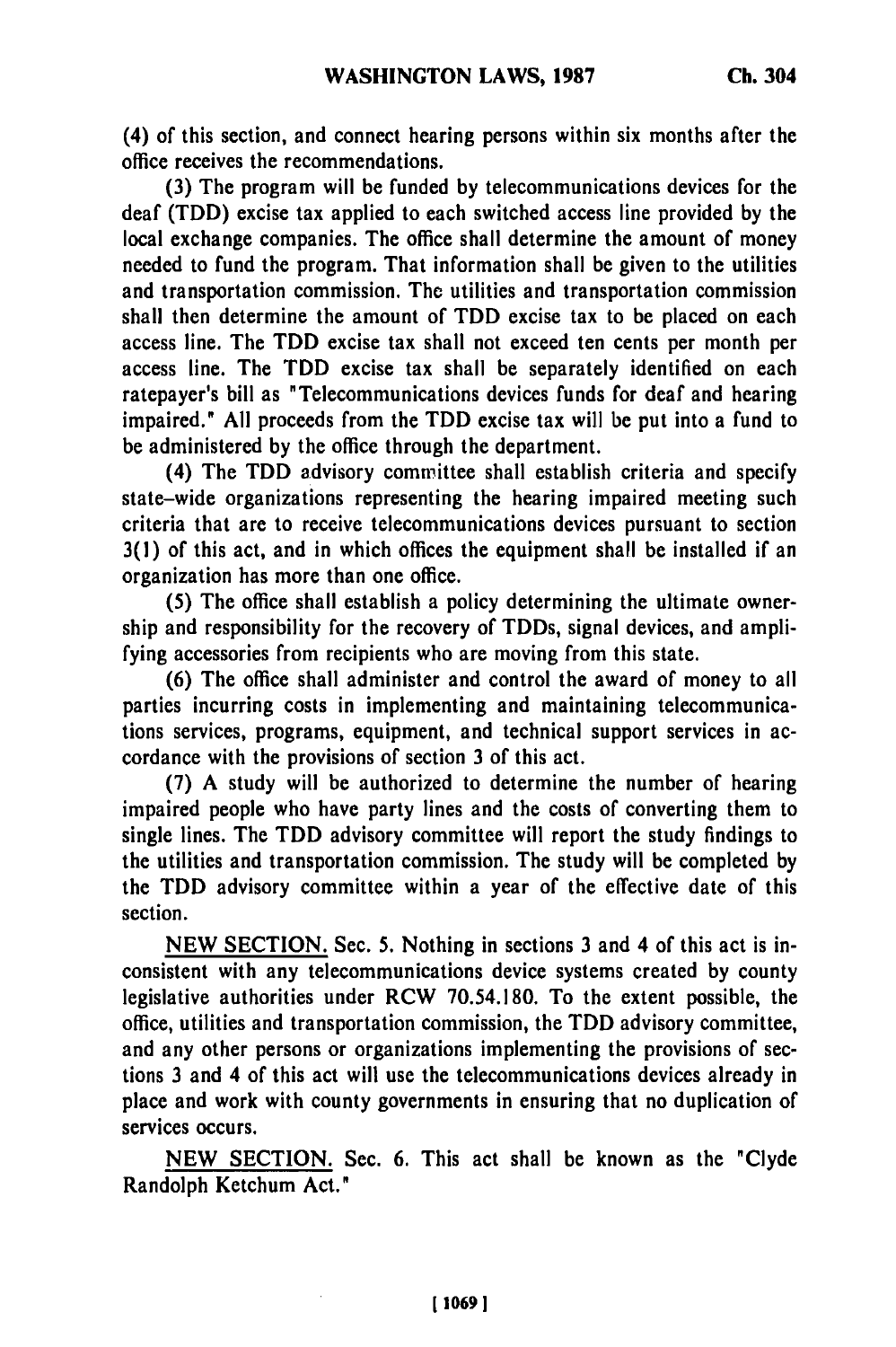(4) of this section, and connect hearing persons within six months after the office receives the recommendations.

(3) The program will be funded by telecommunications devices for the deaf (TDD) excise tax applied to each switched access line provided by the local exchange companies. The office shall determine the amount of money needed to fund the program. That information shall be given to the utilities and transportation commission. The utilities and transportation commission shall then determine the amount of TDD excise tax to be placed on each access line. The TDD excise tax shall not exceed ten cents per month per access line. The TDD excise tax shall be separately identified on each ratepayer's bill as "Telecommunications devices funds for deaf and hearing impaired." All proceeds from the TDD excise tax will be put into a fund to be administered by the office through the department.

(4) The TDD advisory committee shall establish criteria and specify state-wide organizations representing the hearing impaired meeting such criteria that are to receive telecommunications devices pursuant to section 3(1) of this act, and in which offices the equipment shall be installed if an organization has more than one office.

(5) The office shall establish a policy determining the ultimate ownership and responsibility for the recovery of TDDs, signal devices, and amplifying accessories from recipients who are moving from this state.

(6) The office shall administer and control the award of money to all parties incurring costs in implementing and maintaining telecommunications services, programs, equipment, and technical support services in accordance with the provisions of section 3 of this act.

(7) A study will be authorized to determine the number of hearing impaired people who have party lines and the costs of converting them to single lines. The TDD advisory committee will report the study findings to the utilities and transportation commission. The study will be completed by the TDD advisory committee within a year of the effective date of this section.

NEW SECTION. Sec. 5. Nothing in sections 3 and 4 of this act is inconsistent with any telecommunications device systems created by county legislative authorities under RCW 70.54.180. To the extent possible, the office, utilities and transportation commission, the TDD advisory committee, and any other persons or organizations implementing the provisions of sections 3 and 4 of this act will use the telecommunications devices already in place and work with county governments in ensuring that no duplication of services occurs.

NEW SECTION. Sec. 6. This act shall be known as the "Clyde Randolph Ketchum Act."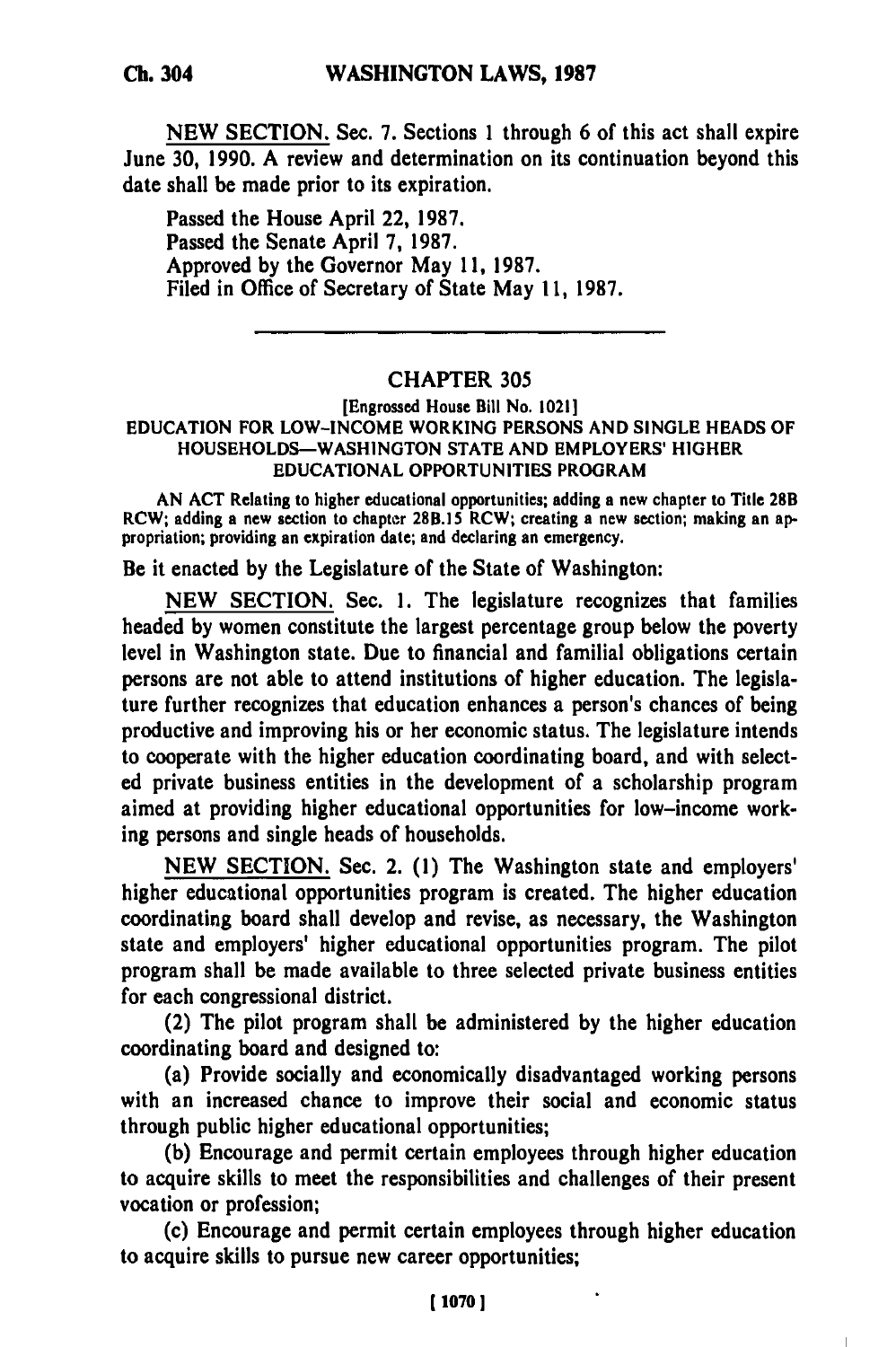NEW SECTION. Sec. 7. Sections 1 through 6 of this act shall expire June 30, 1990. A review and determination on its continuation beyond this date shall be made prior to its expiration.

Passed the House April 22, 1987.
Passed the Senate April 7, 1987.
Approved by the Governor May 11, 1987.
Filed in Office of Secretary of State May 11, 1987.

---

## CHAPTER 305

[Engrossed House Bill No. 1021]

### EDUCATION FOR LOW-INCOME WORKING PERSONS AND SINGLE HEADS OF HOUSEHOLDS—WASHINGTON STATE AND EMPLOYERS' HIGHER EDUCATIONAL OPPORTUNITIES PROGRAM

AN ACT Relating to higher educational opportunities; adding a new chapter to Title 28B RCW; adding a new section to chapter 28B.15 RCW; creating a new section; making an appropriation; providing an expiration date; and declaring an emergency.

Be it enacted by the Legislature of the State of Washington:

NEW SECTION. Sec. 1. The legislature recognizes that families headed by women constitute the largest percentage group below the poverty level in Washington state. Due to financial and familial obligations certain persons are not able to attend institutions of higher education. The legislature further recognizes that education enhances a person's chances of being productive and improving his or her economic status. The legislature intends to cooperate with the higher education coordinating board, and with selected private business entities in the development of a scholarship program aimed at providing higher educational opportunities for low-income working persons and single heads of households.

NEW SECTION. Sec. 2. (1) The Washington state and employers' higher educational opportunities program is created. The higher education coordinating board shall develop and revise, as necessary, the Washington state and employers' higher educational opportunities program. The pilot program shall be made available to three selected private business entities for each congressional district.

(2) The pilot program shall be administered by the higher education coordinating board and designed to:

(a) Provide socially and economically disadvantaged working persons with an increased chance to improve their social and economic status through public higher educational opportunities;

(b) Encourage and permit certain employees through higher education to acquire skills to meet the responsibilities and challenges of their present vocation or profession;

(c) Encourage and permit certain employees through higher education to acquire skills to pursue new career opportunities;